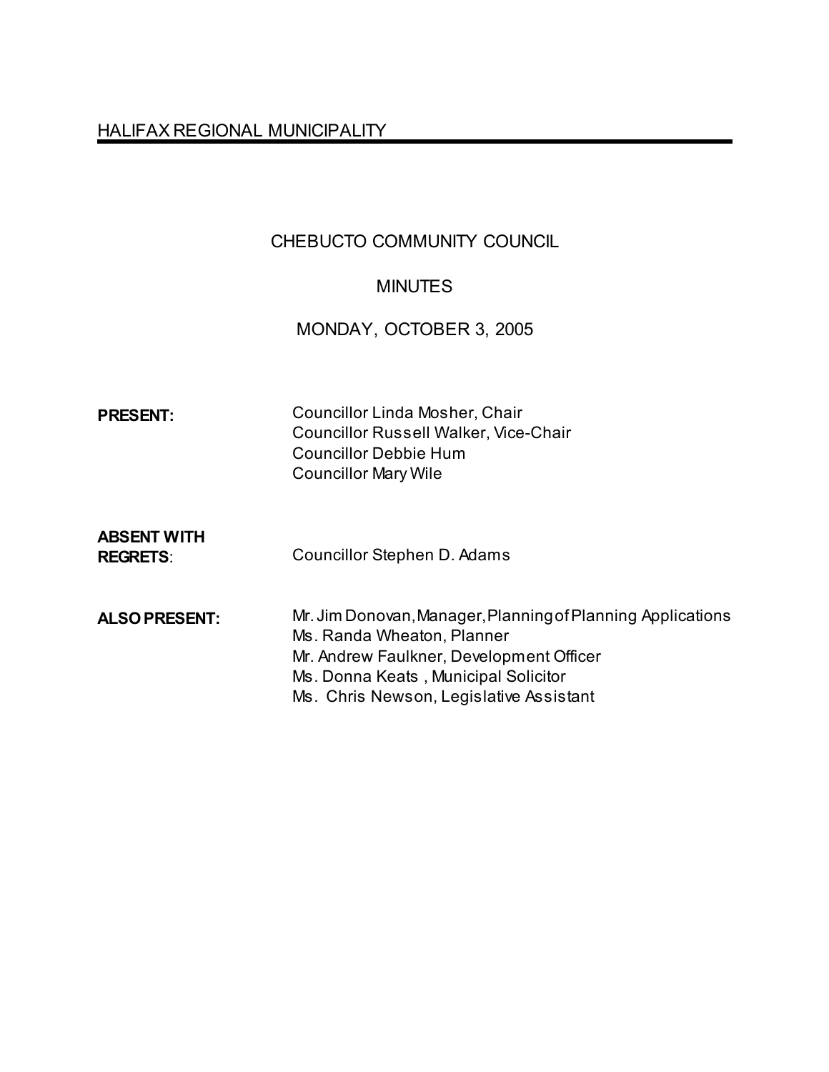HALIFAX REGIONAL MUNICIPALITY

# CHEBUCTO COMMUNITY COUNCIL

## MINUTES

## MONDAY, OCTOBER 3, 2005

**PRESENT:** Councillor Linda Mosher, Chair
Councillor Russell Walker, Vice-Chair
Councillor Debbie Hum
Councillor Mary Wile

**ABSENT WITH REGRETS**: Councillor Stephen D. Adams

**ALSO PRESENT:** Mr. Jim Donovan, Manager, Planning of Planning Applications
Ms. Randa Wheaton, Planner
Mr. Andrew Faulkner, Development Officer
Ms. Donna Keats , Municipal Solicitor
Ms. Chris Newson, Legislative Assistant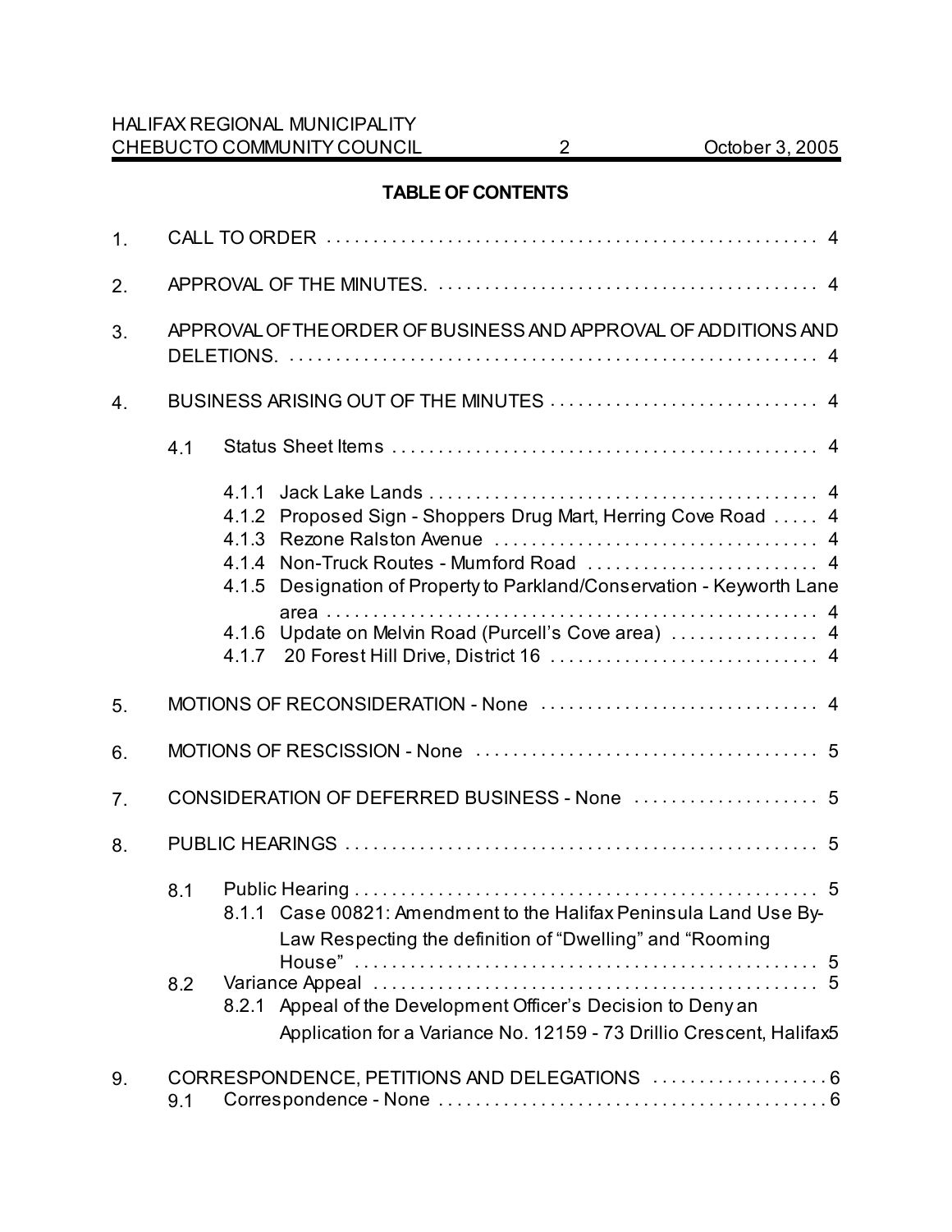## TABLE OF CONTENTS

1. CALL TO ORDER . . . . . . . . . . . . . . . . . . . . . . . . . . . . . . . . . . . . . . . . . . . . . . . . . . . . 4

2. APPROVAL OF THE MINUTES. . . . . . . . . . . . . . . . . . . . . . . . . . . . . . . . . . . . . . . . . . 4

3. APPROVAL OF THE ORDER OF BUSINESS AND APPROVAL OF ADDITIONS AND DELETIONS. . . . . . . . . . . . . . . . . . . . . . . . . . . . . . . . . . . . . . . . . . . . . . . . . . . . . . . . . 4

4. BUSINESS ARISING OUT OF THE MINUTES . . . . . . . . . . . . . . . . . . . . . . . . . . . . . 4

   4.1 Status Sheet Items . . . . . . . . . . . . . . . . . . . . . . . . . . . . . . . . . . . . . . . . . . . . . . 4

      4.1.1 Jack Lake Lands . . . . . . . . . . . . . . . . . . . . . . . . . . . . . . . . . . . . . . . . . . 4
      4.1.2 Proposed Sign - Shoppers Drug Mart, Herring Cove Road . . . . . 4
      4.1.3 Rezone Ralston Avenue . . . . . . . . . . . . . . . . . . . . . . . . . . . . . . . . . . . 4
      4.1.4 Non-Truck Routes - Mumford Road . . . . . . . . . . . . . . . . . . . . . . . . . 4
      4.1.5 Designation of Property to Parkland/Conservation - Keyworth Lane area . . . . . . . . . . . . . . . . . . . . . . . . . . . . . . . . . . . . . . . . . . . . . . . . . . . . 4
      4.1.6 Update on Melvin Road (Purcell's Cove area) . . . . . . . . . . . . . . . . 4
      4.1.7 20 Forest Hill Drive, District 16 . . . . . . . . . . . . . . . . . . . . . . . . . . . . . 4

5. MOTIONS OF RECONSIDERATION - None . . . . . . . . . . . . . . . . . . . . . . . . . . . . . . 4

6. MOTIONS OF RESCISSION - None . . . . . . . . . . . . . . . . . . . . . . . . . . . . . . . . . . . . . 5

7. CONSIDERATION OF DEFERRED BUSINESS - None . . . . . . . . . . . . . . . . . . . . 5

8. PUBLIC HEARINGS . . . . . . . . . . . . . . . . . . . . . . . . . . . . . . . . . . . . . . . . . . . . . . . . . . . 5

   8.1 Public Hearing . . . . . . . . . . . . . . . . . . . . . . . . . . . . . . . . . . . . . . . . . . . . . . . . . . 5
      8.1.1 Case 00821: Amendment to the Halifax Peninsula Land Use By-Law Respecting the definition of "Dwelling" and "Rooming House" . . . . . . . . . . . . . . . . . . . . . . . . . . . . . . . . . . . . . . . . . . . . . . . . . . 5
   8.2 Variance Appeal . . . . . . . . . . . . . . . . . . . . . . . . . . . . . . . . . . . . . . . . . . . . . . . . . 5
      8.2.1 Appeal of the Development Officer's Decision to Deny an Application for a Variance No. 12159 - 73 Drillio Crescent, Halifax 5

9. CORRESPONDENCE, PETITIONS AND DELEGATIONS . . . . . . . . . . . . . . . . . . . 6
   9.1 Correspondence - None . . . . . . . . . . . . . . . . . . . . . . . . . . . . . . . . . . . . . . . . . . 6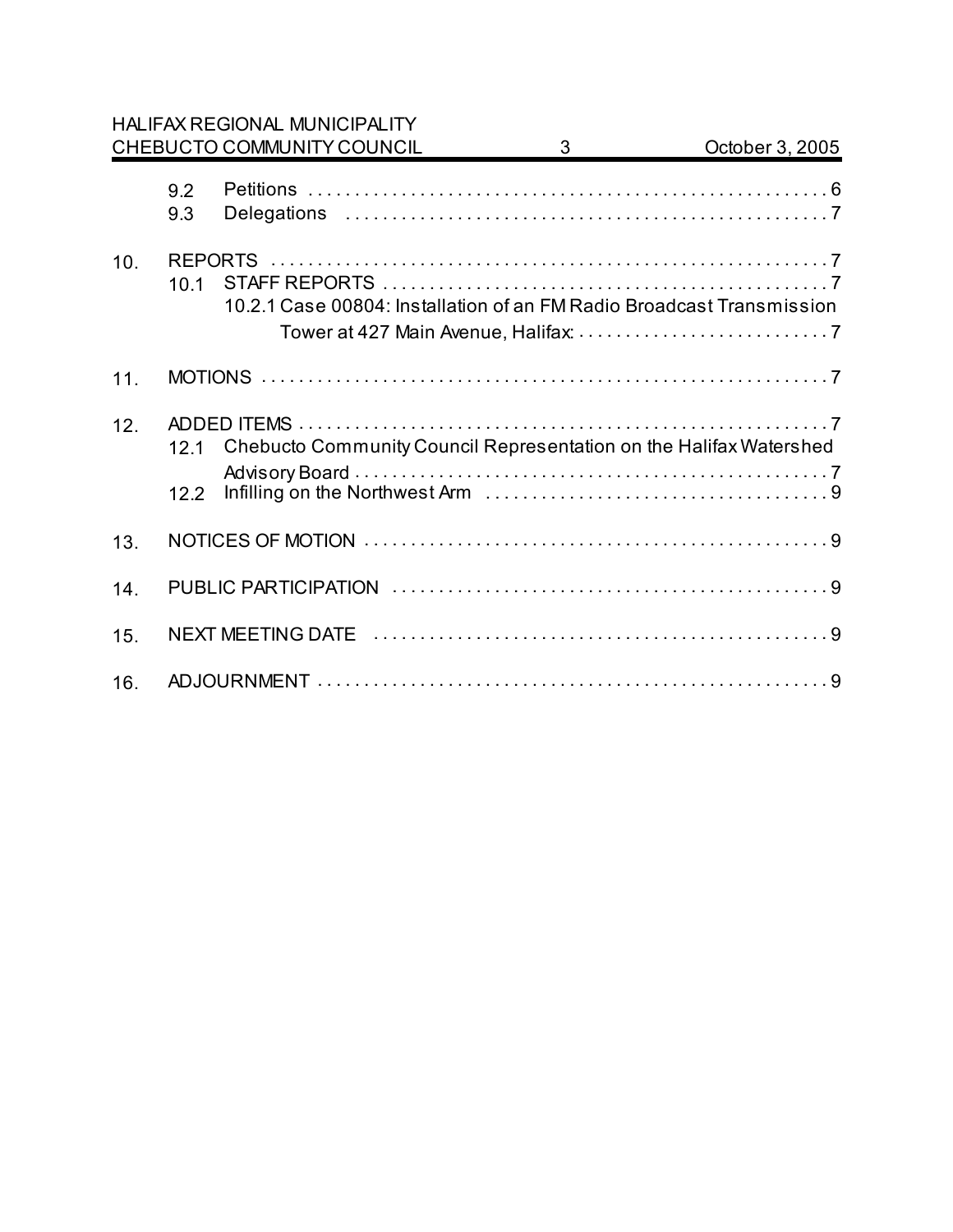9.2 Petitions . . . . . . . . . . . . . . . . . . . . . . . . . . . . . . . . . . . . . . . . . . . . . . . . . . . . . . . . 6
9.3 Delegations . . . . . . . . . . . . . . . . . . . . . . . . . . . . . . . . . . . . . . . . . . . . . . . . . . . . 7

10. REPORTS . . . . . . . . . . . . . . . . . . . . . . . . . . . . . . . . . . . . . . . . . . . . . . . . . . . . . . . . . . . 7
10.1 STAFF REPORTS . . . . . . . . . . . . . . . . . . . . . . . . . . . . . . . . . . . . . . . . . . . . . . . . 7
10.2.1 Case 00804: Installation of an FM Radio Broadcast Transmission Tower at 427 Main Avenue, Halifax: . . . . . . . . . . . . . . . . . . . . . . . . . . . 7

11. MOTIONS . . . . . . . . . . . . . . . . . . . . . . . . . . . . . . . . . . . . . . . . . . . . . . . . . . . . . . . . . . . . 7

12. ADDED ITEMS . . . . . . . . . . . . . . . . . . . . . . . . . . . . . . . . . . . . . . . . . . . . . . . . . . . . . . . . . 7
12.1 Chebucto Community Council Representation on the Halifax Watershed Advisory Board . . . . . . . . . . . . . . . . . . . . . . . . . . . . . . . . . . . . . . . . . . . . . . . . . . . 7
12.2 Infilling on the Northwest Arm . . . . . . . . . . . . . . . . . . . . . . . . . . . . . . . . . . . . . 9

13. NOTICES OF MOTION . . . . . . . . . . . . . . . . . . . . . . . . . . . . . . . . . . . . . . . . . . . . . . . . . 9

14. PUBLIC PARTICIPATION . . . . . . . . . . . . . . . . . . . . . . . . . . . . . . . . . . . . . . . . . . . . . . . 9

15. NEXT MEETING DATE . . . . . . . . . . . . . . . . . . . . . . . . . . . . . . . . . . . . . . . . . . . . . . . . . 9

16. ADJOURNMENT . . . . . . . . . . . . . . . . . . . . . . . . . . . . . . . . . . . . . . . . . . . . . . . . . . . . . . 9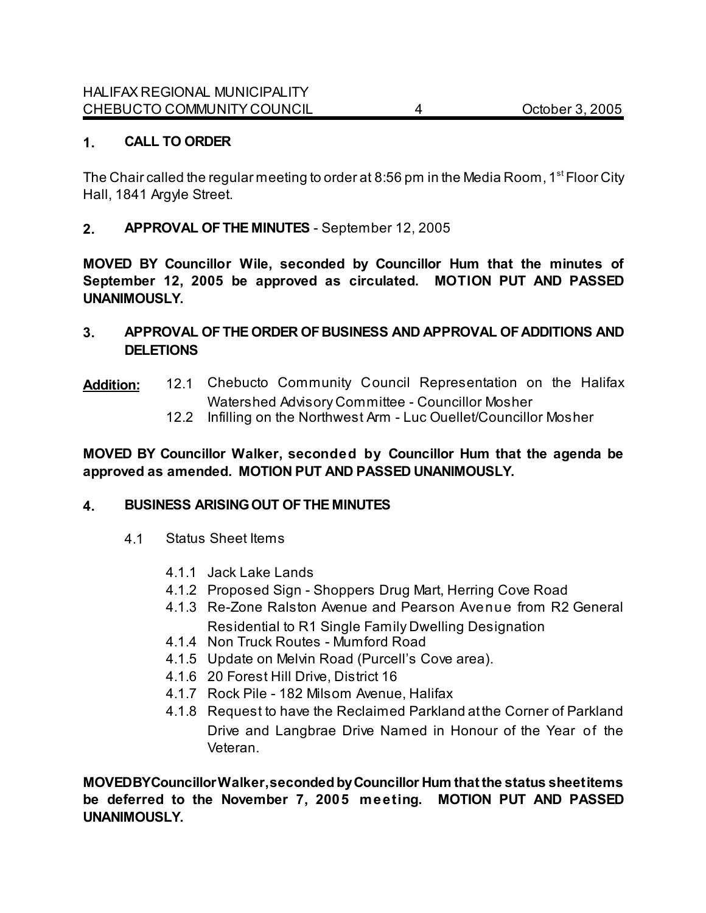## 1. CALL TO ORDER

The Chair called the regular meeting to order at 8:56 pm in the Media Room, 1st Floor City Hall, 1841 Argyle Street.

## 2. APPROVAL OF THE MINUTES - September 12, 2005

**MOVED BY Councillor Wile, seconded by Councillor Hum that the minutes of September 12, 2005 be approved as circulated. MOTION PUT AND PASSED UNANIMOUSLY.**

## 3. APPROVAL OF THE ORDER OF BUSINESS AND APPROVAL OF ADDITIONS AND DELETIONS

**Addition:**
- 12.1 Chebucto Community Council Representation on the Halifax Watershed Advisory Committee - Councillor Mosher
- 12.2 Infilling on the Northwest Arm - Luc Ouellet/Councillor Mosher

**MOVED BY Councillor Walker, seconded by Councillor Hum that the agenda be approved as amended. MOTION PUT AND PASSED UNANIMOUSLY.**

## 4. BUSINESS ARISING OUT OF THE MINUTES

4.1 Status Sheet Items

- 4.1.1 Jack Lake Lands
- 4.1.2 Proposed Sign - Shoppers Drug Mart, Herring Cove Road
- 4.1.3 Re-Zone Ralston Avenue and Pearson Avenue from R2 General Residential to R1 Single Family Dwelling Designation
- 4.1.4 Non Truck Routes - Mumford Road
- 4.1.5 Update on Melvin Road (Purcell's Cove area).
- 4.1.6 20 Forest Hill Drive, District 16
- 4.1.7 Rock Pile - 182 Milsom Avenue, Halifax
- 4.1.8 Request to have the Reclaimed Parkland at the Corner of Parkland Drive and Langbrae Drive Named in Honour of the Year of the Veteran.

**MOVED BY Councillor Walker, seconded by Councillor Hum that the status sheet items be deferred to the November 7, 2005 meeting. MOTION PUT AND PASSED UNANIMOUSLY.**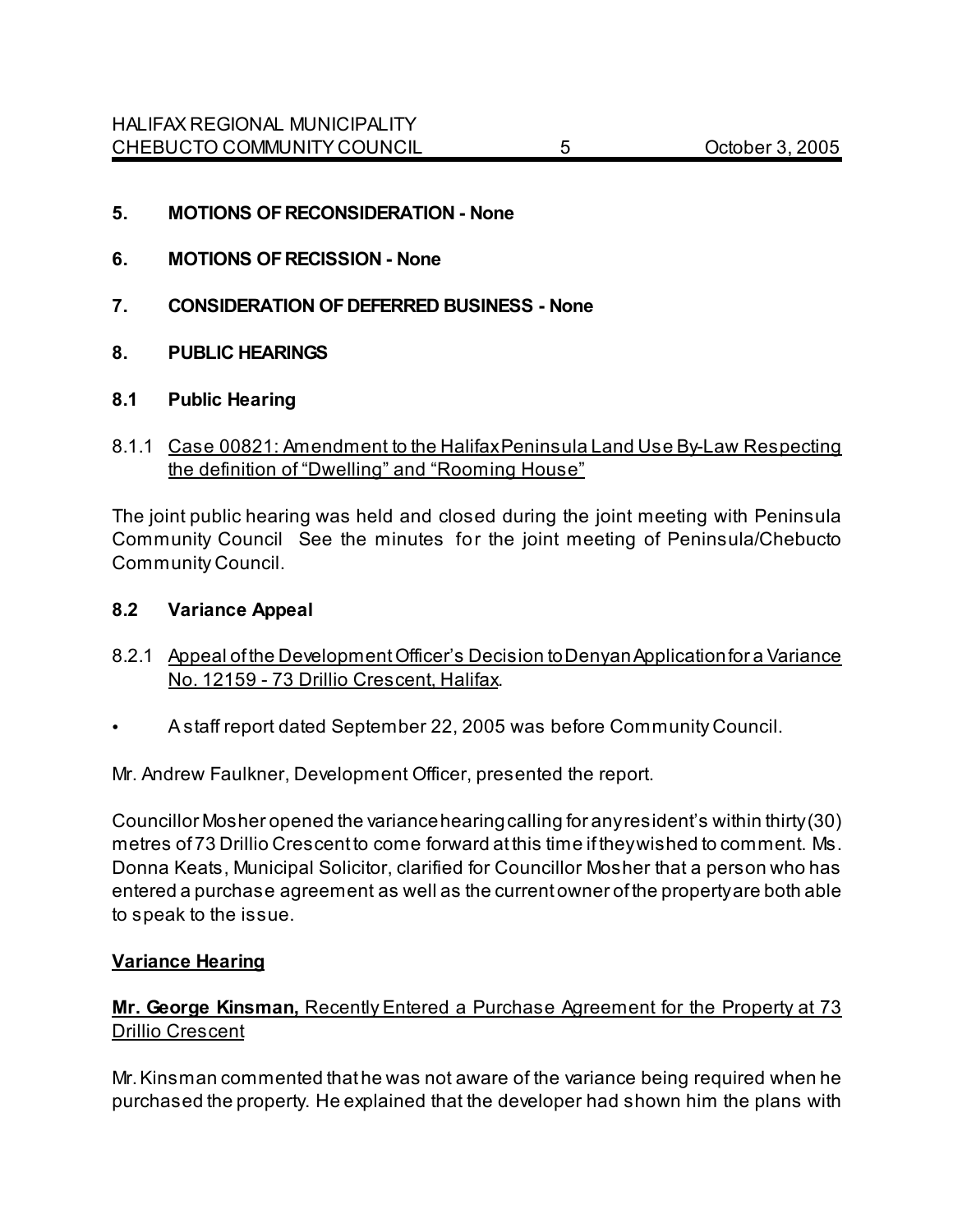**5. MOTIONS OF RECONSIDERATION - None**

**6. MOTIONS OF RECISSION - None**

**7. CONSIDERATION OF DEFERRED BUSINESS - None**

**8. PUBLIC HEARINGS**

**8.1 Public Hearing**

8.1.1 Case 00821: Amendment to the Halifax Peninsula Land Use By-Law Respecting the definition of "Dwelling" and "Rooming House"

The joint public hearing was held and closed during the joint meeting with Peninsula Community Council See the minutes for the joint meeting of Peninsula/Chebucto Community Council.

**8.2 Variance Appeal**

8.2.1 Appeal of the Development Officer's Decision to Deny an Application for a Variance No. 12159 - 73 Drillio Crescent, Halifax.

- A staff report dated September 22, 2005 was before Community Council.

Mr. Andrew Faulkner, Development Officer, presented the report.

Councillor Mosher opened the variance hearing calling for any resident's within thirty (30) metres of 73 Drillio Crescent to come forward at this time if they wished to comment. Ms. Donna Keats, Municipal Solicitor, clarified for Councillor Mosher that a person who has entered a purchase agreement as well as the current owner of the property are both able to speak to the issue.

**Variance Hearing**

**Mr. George Kinsman,** Recently Entered a Purchase Agreement for the Property at 73 Drillio Crescent

Mr. Kinsman commented that he was not aware of the variance being required when he purchased the property. He explained that the developer had shown him the plans with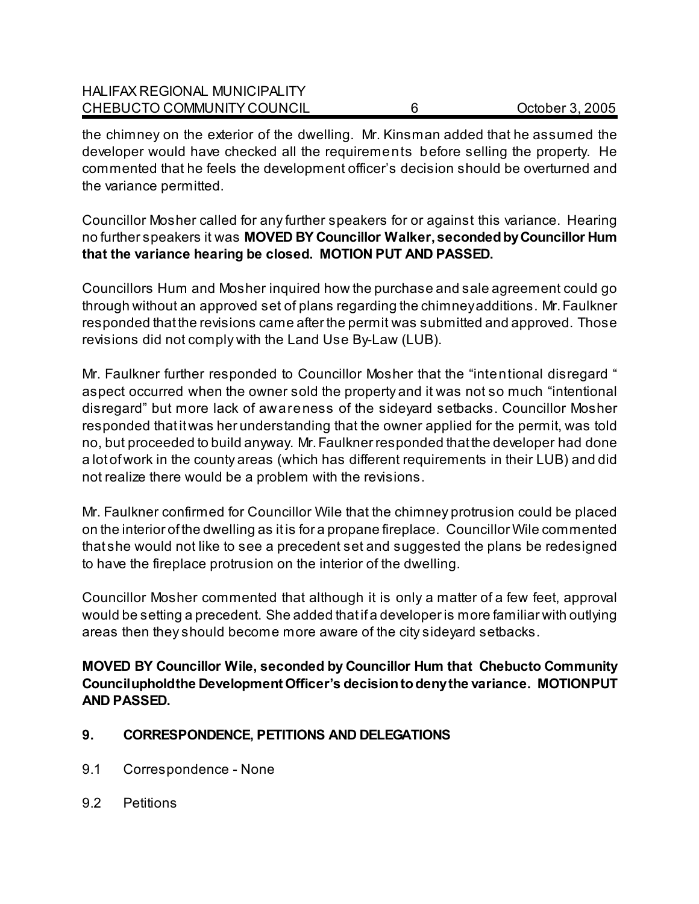the chimney on the exterior of the dwelling. Mr. Kinsman added that he assumed the developer would have checked all the requirements before selling the property. He commented that he feels the development officer's decision should be overturned and the variance permitted.

Councillor Mosher called for any further speakers for or against this variance. Hearing no further speakers it was **MOVED BY Councillor Walker, seconded by Councillor Hum that the variance hearing be closed. MOTION PUT AND PASSED.**

Councillors Hum and Mosher inquired how the purchase and sale agreement could go through without an approved set of plans regarding the chimney additions. Mr. Faulkner responded that the revisions came after the permit was submitted and approved. Those revisions did not comply with the Land Use By-Law (LUB).

Mr. Faulkner further responded to Councillor Mosher that the "intentional disregard " aspect occurred when the owner sold the property and it was not so much "intentional disregard" but more lack of awareness of the sideyard setbacks. Councillor Mosher responded that it was her understanding that the owner applied for the permit, was told no, but proceeded to build anyway. Mr. Faulkner responded that the developer had done a lot of work in the county areas (which has different requirements in their LUB) and did not realize there would be a problem with the revisions.

Mr. Faulkner confirmed for Councillor Wile that the chimney protrusion could be placed on the interior of the dwelling as it is for a propane fireplace. Councillor Wile commented that she would not like to see a precedent set and suggested the plans be redesigned to have the fireplace protrusion on the interior of the dwelling.

Councillor Mosher commented that although it is only a matter of a few feet, approval would be setting a precedent. She added that if a developer is more familiar with outlying areas then they should become more aware of the city sideyard setbacks.

**MOVED BY Councillor Wile, seconded by Councillor Hum that Chebucto Community Council uphold the Development Officer's decision to deny the variance. MOTION PUT AND PASSED.**

## 9. CORRESPONDENCE, PETITIONS AND DELEGATIONS

9.1 Correspondence - None

9.2 Petitions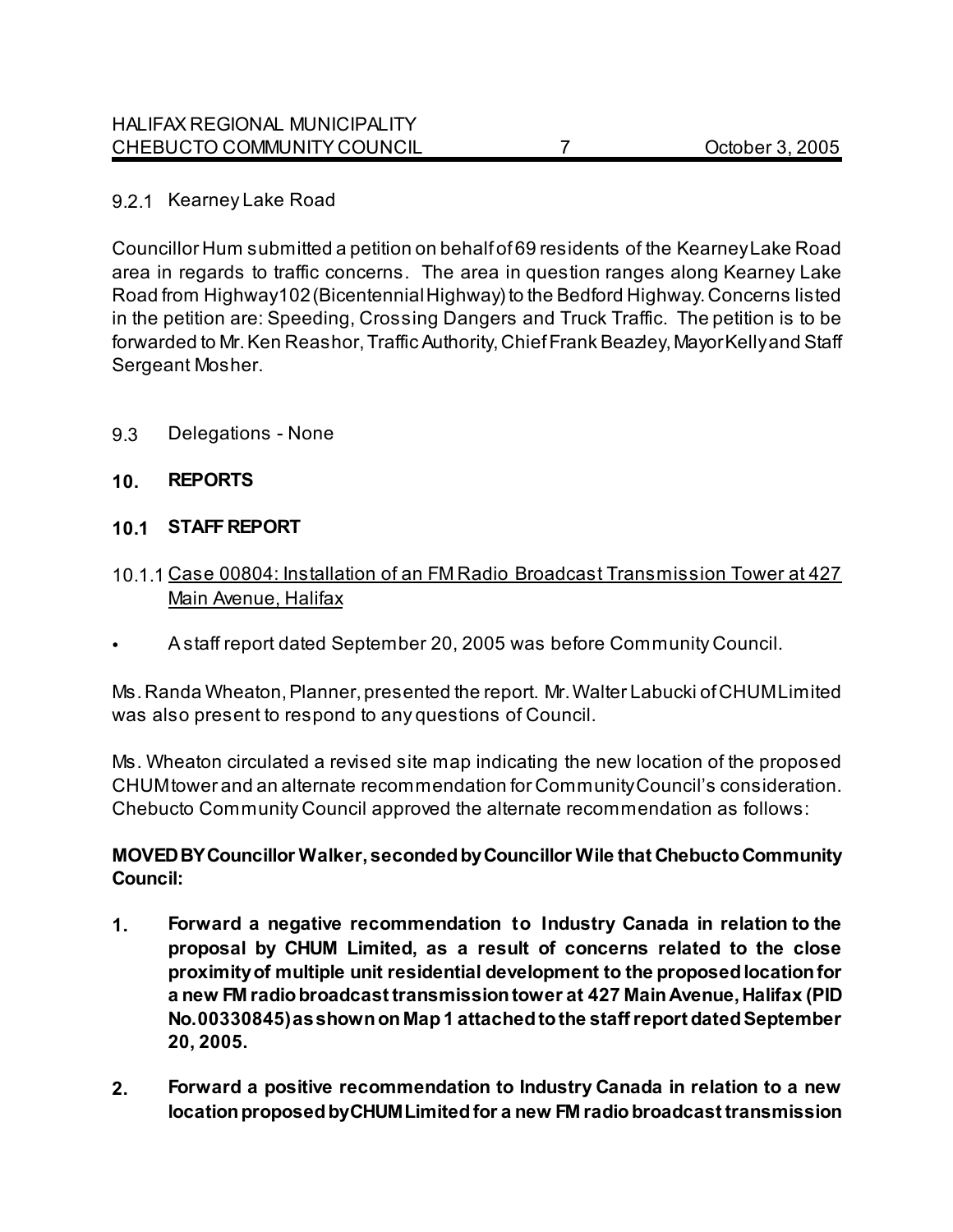9.2.1 Kearney Lake Road

Councillor Hum submitted a petition on behalf of 69 residents of the Kearney Lake Road area in regards to traffic concerns. The area in question ranges along Kearney Lake Road from Highway 102 (Bicentennial Highway) to the Bedford Highway. Concerns listed in the petition are: Speeding, Crossing Dangers and Truck Traffic. The petition is to be forwarded to Mr. Ken Reashor, Traffic Authority, Chief Frank Beazley, Mayor Kelly and Staff Sergeant Mosher.

9.3 Delegations - None

## 10. REPORTS

### 10.1 STAFF REPORT

10.1.1 Case 00804: Installation of an FM Radio Broadcast Transmission Tower at 427 Main Avenue, Halifax

- A staff report dated September 20, 2005 was before Community Council.

Ms. Randa Wheaton, Planner, presented the report. Mr. Walter Labucki of CHUM Limited was also present to respond to any questions of Council.

Ms. Wheaton circulated a revised site map indicating the new location of the proposed CHUM tower and an alternate recommendation for Community Council's consideration. Chebucto Community Council approved the alternate recommendation as follows:

**MOVED BY Councillor Walker, seconded by Councillor Wile that Chebucto Community Council:**

1. **Forward a negative recommendation to Industry Canada in relation to the proposal by CHUM Limited, as a result of concerns related to the close proximity of multiple unit residential development to the proposed location for a new FM radio broadcast transmission tower at 427 Main Avenue, Halifax (PID No. 00330845) as shown on Map 1 attached to the staff report dated September 20, 2005.**

2. **Forward a positive recommendation to Industry Canada in relation to a new location proposed by CHUM Limited for a new FM radio broadcast transmission**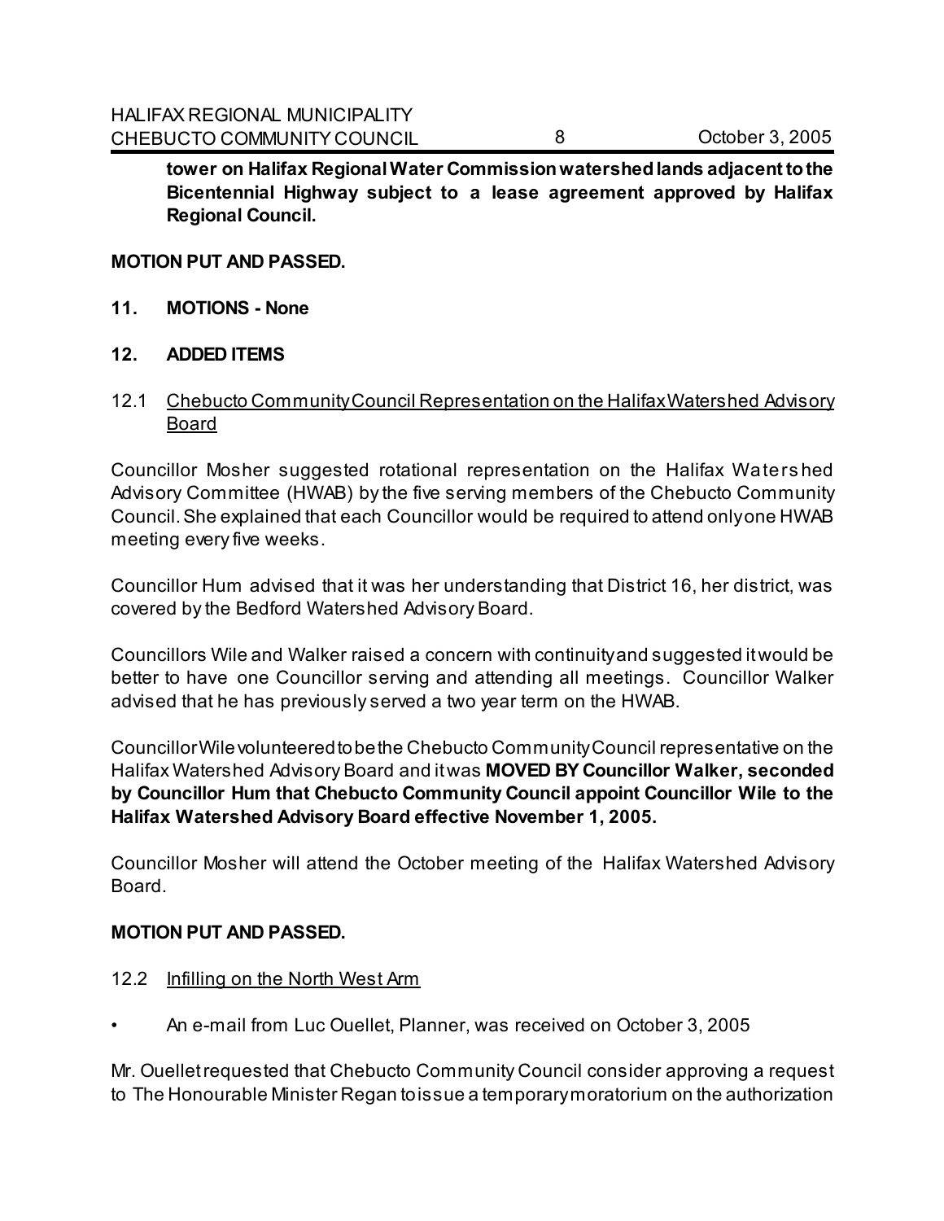**tower on Halifax Regional Water Commission watershed lands adjacent to the Bicentennial Highway subject to a lease agreement approved by Halifax Regional Council.**

**MOTION PUT AND PASSED.**

## 11. MOTIONS - None

## 12. ADDED ITEMS

### 12.1 Chebucto Community Council Representation on the Halifax Watershed Advisory Board

Councillor Mosher suggested rotational representation on the Halifax Watershed Advisory Committee (HWAB) by the five serving members of the Chebucto Community Council. She explained that each Councillor would be required to attend only one HWAB meeting every five weeks.

Councillor Hum advised that it was her understanding that District 16, her district, was covered by the Bedford Watershed Advisory Board.

Councillors Wile and Walker raised a concern with continuity and suggested it would be better to have one Councillor serving and attending all meetings. Councillor Walker advised that he has previously served a two year term on the HWAB.

Councillor Wile volunteered to be the Chebucto Community Council representative on the Halifax Watershed Advisory Board and it was **MOVED BY Councillor Walker, seconded by Councillor Hum that Chebucto Community Council appoint Councillor Wile to the Halifax Watershed Advisory Board effective November 1, 2005.**

Councillor Mosher will attend the October meeting of the Halifax Watershed Advisory Board.

**MOTION PUT AND PASSED.**

### 12.2 Infilling on the North West Arm

- An e-mail from Luc Ouellet, Planner, was received on October 3, 2005

Mr. Ouellet requested that Chebucto Community Council consider approving a request to The Honourable Minister Regan to issue a temporary moratorium on the authorization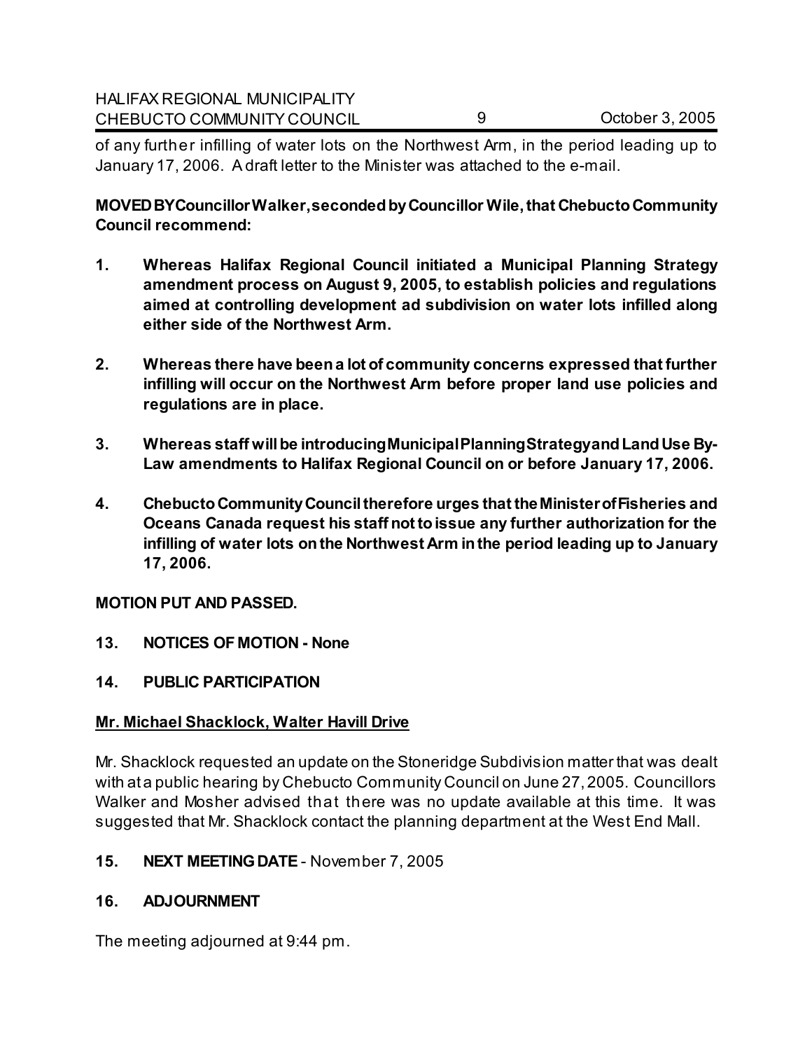of any further infilling of water lots on the Northwest Arm, in the period leading up to January 17, 2006. A draft letter to the Minister was attached to the e-mail.

**MOVED BY Councillor Walker, seconded by Councillor Wile, that Chebucto Community Council recommend:**

1. **Whereas Halifax Regional Council initiated a Municipal Planning Strategy amendment process on August 9, 2005, to establish policies and regulations aimed at controlling development ad subdivision on water lots infilled along either side of the Northwest Arm.**

2. **Whereas there have been a lot of community concerns expressed that further infilling will occur on the Northwest Arm before proper land use policies and regulations are in place.**

3. **Whereas staff will be introducing Municipal Planning Strategy and Land Use By-Law amendments to Halifax Regional Council on or before January 17, 2006.**

4. **Chebucto Community Council therefore urges that the Minister of Fisheries and Oceans Canada request his staff not to issue any further authorization for the infilling of water lots on the Northwest Arm in the period leading up to January 17, 2006.**

**MOTION PUT AND PASSED.**

## 13. NOTICES OF MOTION - None

## 14. PUBLIC PARTICIPATION

**Mr. Michael Shacklock, Walter Havill Drive**

Mr. Shacklock requested an update on the Stoneridge Subdivision matter that was dealt with at a public hearing by Chebucto Community Council on June 27, 2005. Councillors Walker and Mosher advised that there was no update available at this time. It was suggested that Mr. Shacklock contact the planning department at the West End Mall.

## 15. NEXT MEETING DATE - November 7, 2005

## 16. ADJOURNMENT

The meeting adjourned at 9:44 pm.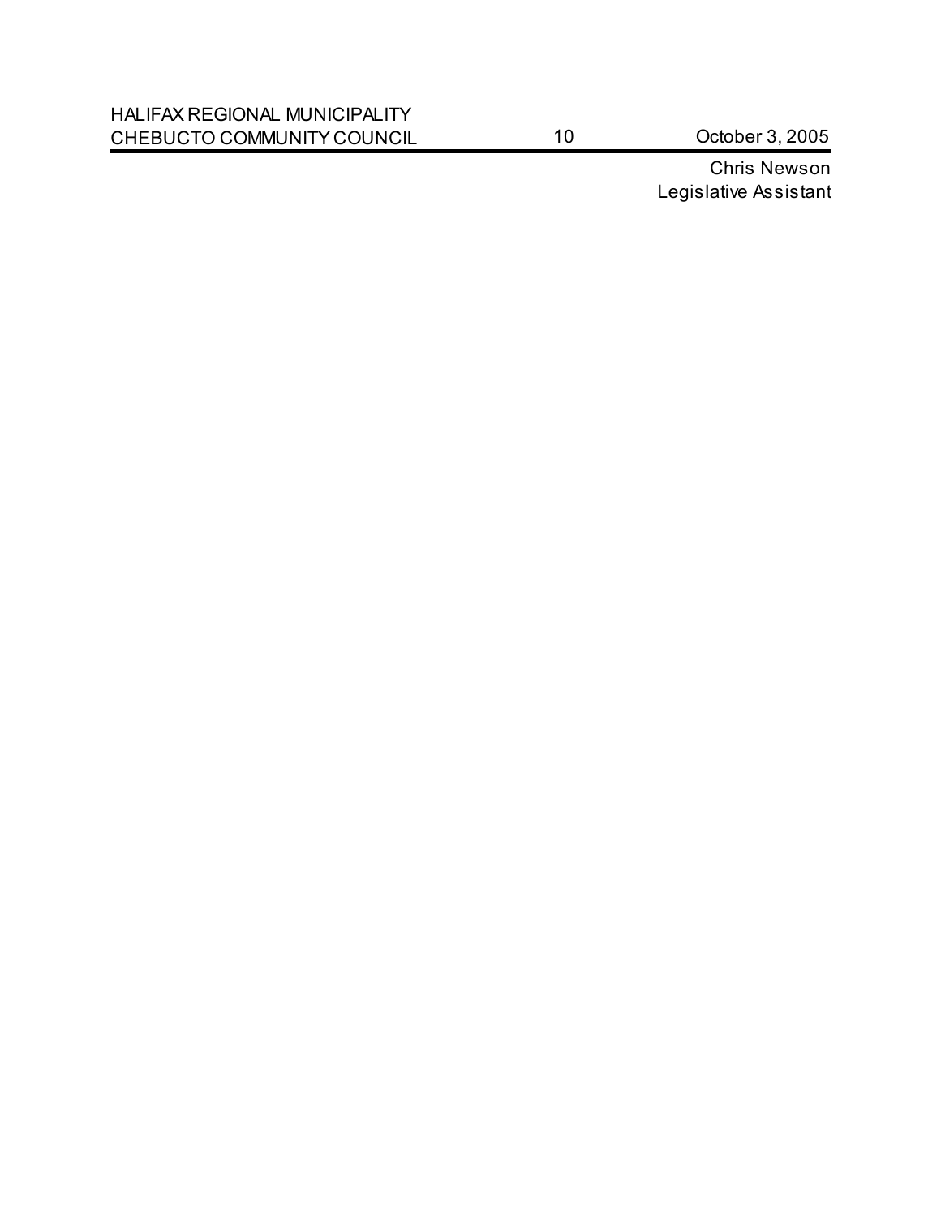Chris Newson
Legislative Assistant